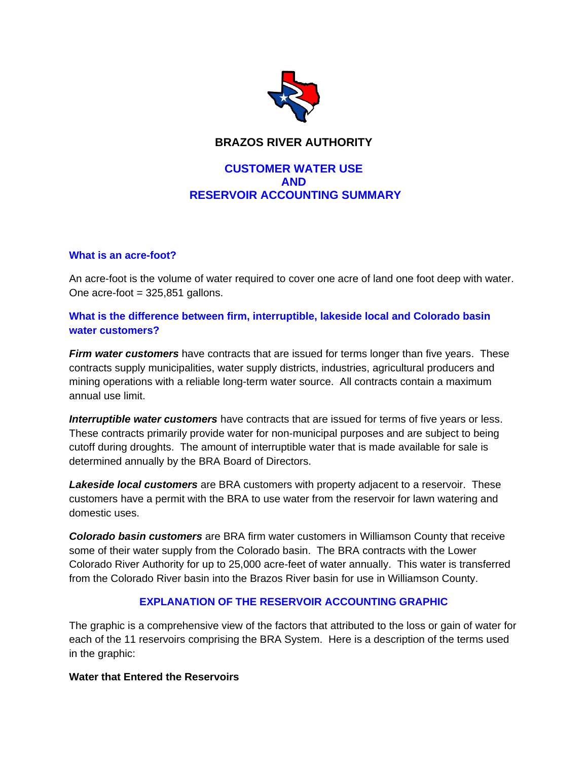# BRAZOS RIVER AUTHORITY

## CUSTOMER WATER USE AND RESERVOIR ACCOUNTING SUMMARY

### What is an acre-foot?

An acre-foot is the volume of water required to cover one acre of land one foot deep with water. One acre-foot = 325,851 gallons.

### What is the difference between firm, interruptible, lakeside local and Colorado basin water customers?

***Firm water customers*** have contracts that are issued for terms longer than five years. These contracts supply municipalities, water supply districts, industries, agricultural producers and mining operations with a reliable long-term water source. All contracts contain a maximum annual use limit.

***Interruptible water customers*** have contracts that are issued for terms of five years or less. These contracts primarily provide water for non-municipal purposes and are subject to being cutoff during droughts. The amount of interruptible water that is made available for sale is determined annually by the BRA Board of Directors.

***Lakeside local customers*** are BRA customers with property adjacent to a reservoir. These customers have a permit with the BRA to use water from the reservoir for lawn watering and domestic uses.

***Colorado basin customers*** are BRA firm water customers in Williamson County that receive some of their water supply from the Colorado basin. The BRA contracts with the Lower Colorado River Authority for up to 25,000 acre-feet of water annually. This water is transferred from the Colorado River basin into the Brazos River basin for use in Williamson County.

## EXPLANATION OF THE RESERVOIR ACCOUNTING GRAPHIC

The graphic is a comprehensive view of the factors that attributed to the loss or gain of water for each of the 11 reservoirs comprising the BRA System. Here is a description of the terms used in the graphic:

**Water that Entered the Reservoirs**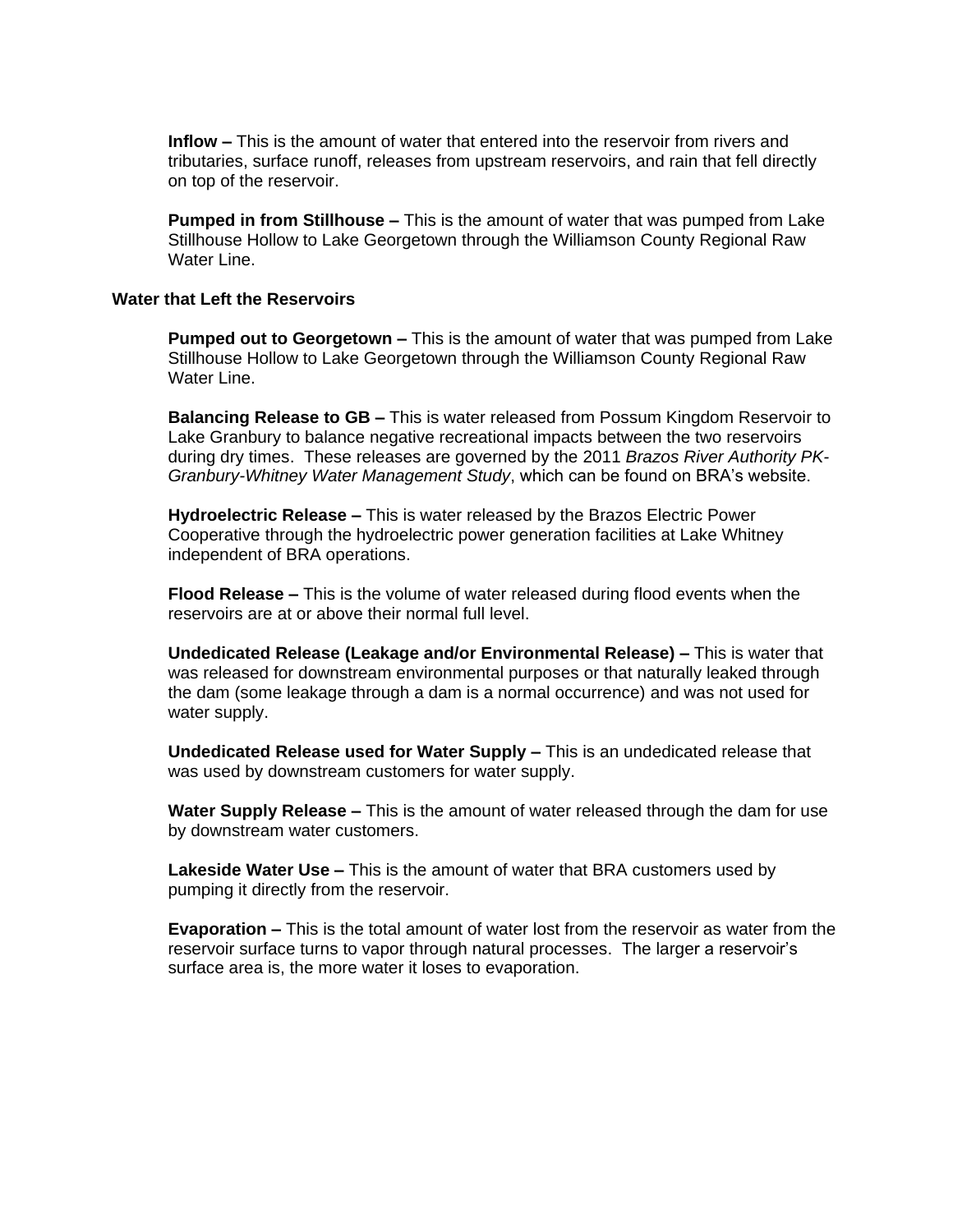**Inflow –** This is the amount of water that entered into the reservoir from rivers and tributaries, surface runoff, releases from upstream reservoirs, and rain that fell directly on top of the reservoir.

**Pumped in from Stillhouse –** This is the amount of water that was pumped from Lake Stillhouse Hollow to Lake Georgetown through the Williamson County Regional Raw Water Line.

### Water that Left the Reservoirs

**Pumped out to Georgetown –** This is the amount of water that was pumped from Lake Stillhouse Hollow to Lake Georgetown through the Williamson County Regional Raw Water Line.

**Balancing Release to GB –** This is water released from Possum Kingdom Reservoir to Lake Granbury to balance negative recreational impacts between the two reservoirs during dry times. These releases are governed by the 2011 *Brazos River Authority PK-Granbury-Whitney Water Management Study*, which can be found on BRA's website.

**Hydroelectric Release –** This is water released by the Brazos Electric Power Cooperative through the hydroelectric power generation facilities at Lake Whitney independent of BRA operations.

**Flood Release –** This is the volume of water released during flood events when the reservoirs are at or above their normal full level.

**Undedicated Release (Leakage and/or Environmental Release) –** This is water that was released for downstream environmental purposes or that naturally leaked through the dam (some leakage through a dam is a normal occurrence) and was not used for water supply.

**Undedicated Release used for Water Supply –** This is an undedicated release that was used by downstream customers for water supply.

**Water Supply Release –** This is the amount of water released through the dam for use by downstream water customers.

**Lakeside Water Use –** This is the amount of water that BRA customers used by pumping it directly from the reservoir.

**Evaporation –** This is the total amount of water lost from the reservoir as water from the reservoir surface turns to vapor through natural processes. The larger a reservoir's surface area is, the more water it loses to evaporation.